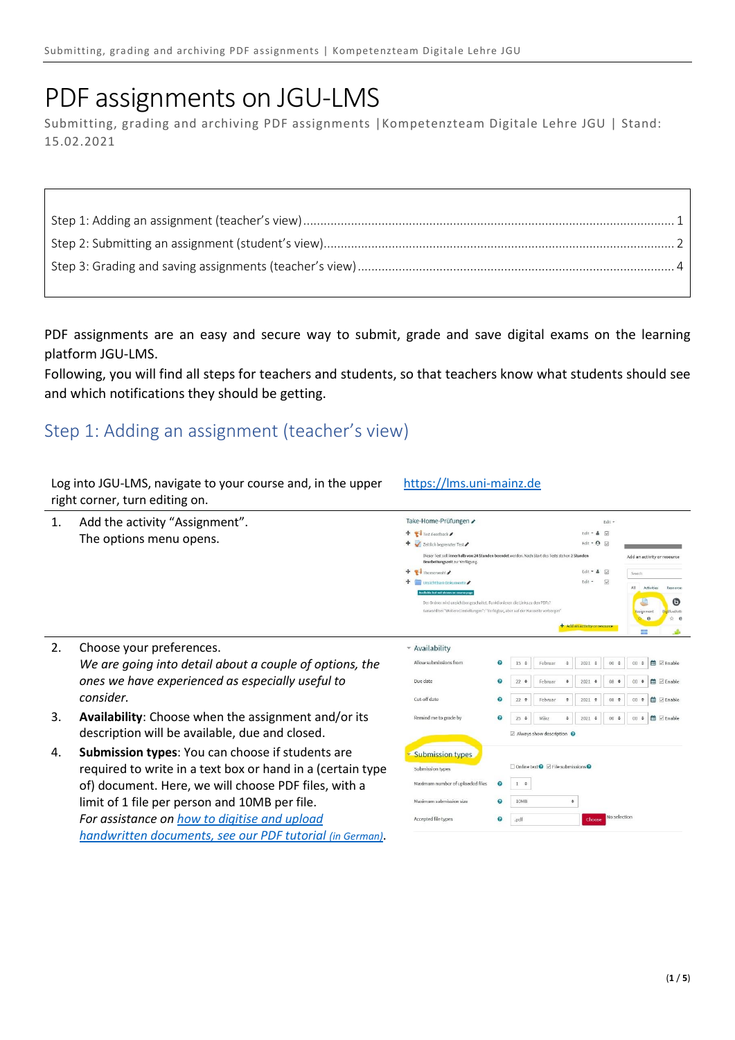# PDF assignments on JGU-LMS

Submitting, grading and archiving PDF assignments | Kompetenzteam Digitale Lehre JGU | Stand: 15.02.2021

Step 1: Adding an assignment (teacher's view) .......... 1
Step 2: Submitting an assignment (student's view) .......... 2
Step 3: Grading and saving assignments (teacher's view) .......... 4

PDF assignments are an easy and secure way to submit, grade and save digital exams on the learning platform JGU-LMS.
Following, you will find all steps for teachers and students, so that teachers know what students should see and which notifications they should be getting.

## Step 1: Adding an assignment (teacher's view)

Log into JGU-LMS, navigate to your course and, in the upper right corner, turn editing on.

https://lms.uni-mainz.de

1. Add the activity "Assignment".
   The options menu opens.
2. Choose your preferences.
   *We are going into detail about a couple of options, the ones we have experienced as especially useful to consider.*
3. **Availability**: Choose when the assignment and/or its description will be available, due and closed.
4. **Submission types**: You can choose if students are required to write in a text box or hand in a (certain type of) document. Here, we will choose PDF files, with a limit of 1 file per person and 10MB per file.
   *For assistance on [how to digitise and upload handwritten documents, see our PDF tutorial (in German)](#).*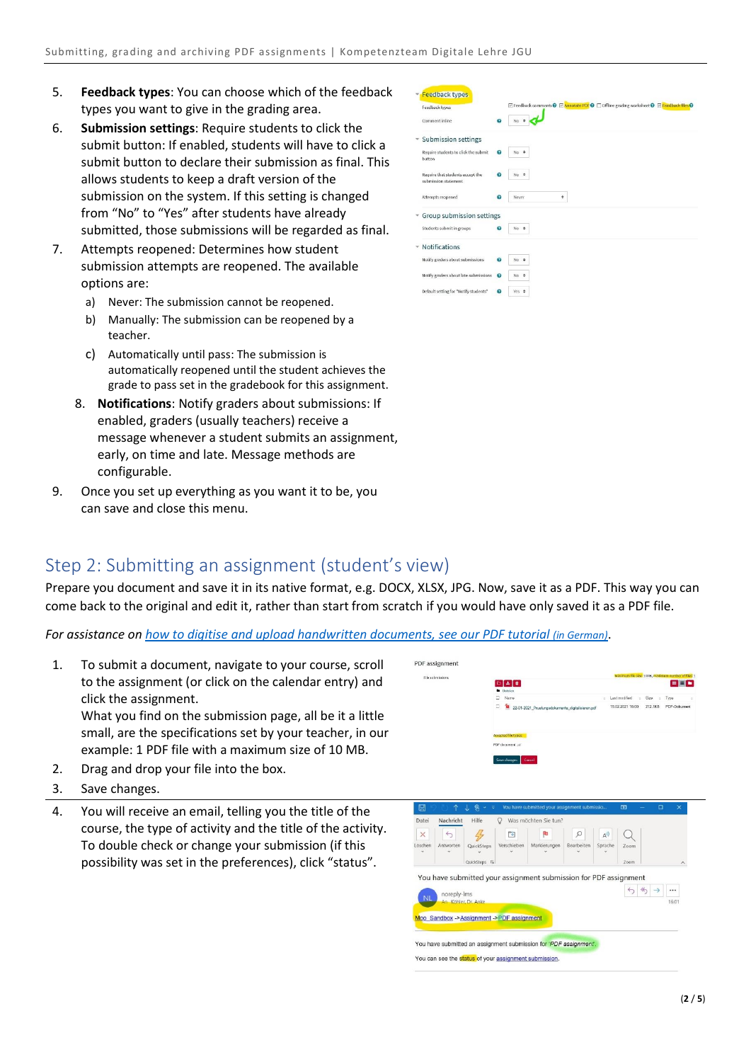5. **Feedback types**: You can choose which of the feedback types you want to give in the grading area.
6. **Submission settings**: Require students to click the submit button: If enabled, students will have to click a submit button to declare their submission as final. This allows students to keep a draft version of the submission on the system. If this setting is changed from "No" to "Yes" after students have already submitted, those submissions will be regarded as final.
7. Attempts reopened: Determines how student submission attempts are reopened. The available options are:
   a) Never: The submission cannot be reopened.
   b) Manually: The submission can be reopened by a teacher.
   c) Automatically until pass: The submission is automatically reopened until the student achieves the grade to pass set in the gradebook for this assignment.
8. **Notifications**: Notify graders about submissions: If enabled, graders (usually teachers) receive a message whenever a student submits an assignment, early, on time and late. Message methods are configurable.
9. Once you set up everything as you want it to be, you can save and close this menu.

## Step 2: Submitting an assignment (student's view)

Prepare you document and save it in its native format, e.g. DOCX, XLSX, JPG. Now, save it as a PDF. This way you can come back to the original and edit it, rather than start from scratch if you would have only saved it as a PDF file.

*For assistance on how to digitise and upload handwritten documents, see our PDF tutorial (in German).*

1. To submit a document, navigate to your course, scroll to the assignment (or click on the calendar entry) and click the assignment.
   What you find on the submission page, all be it a little small, are the specifications set by your teacher, in our example: 1 PDF file with a maximum size of 10 MB.
2. Drag and drop your file into the box.
3. Save changes.
4. You will receive an email, telling you the title of the course, the type of activity and the title of the activity. To double check or change your submission (if this possibility was set in the preferences), click "status".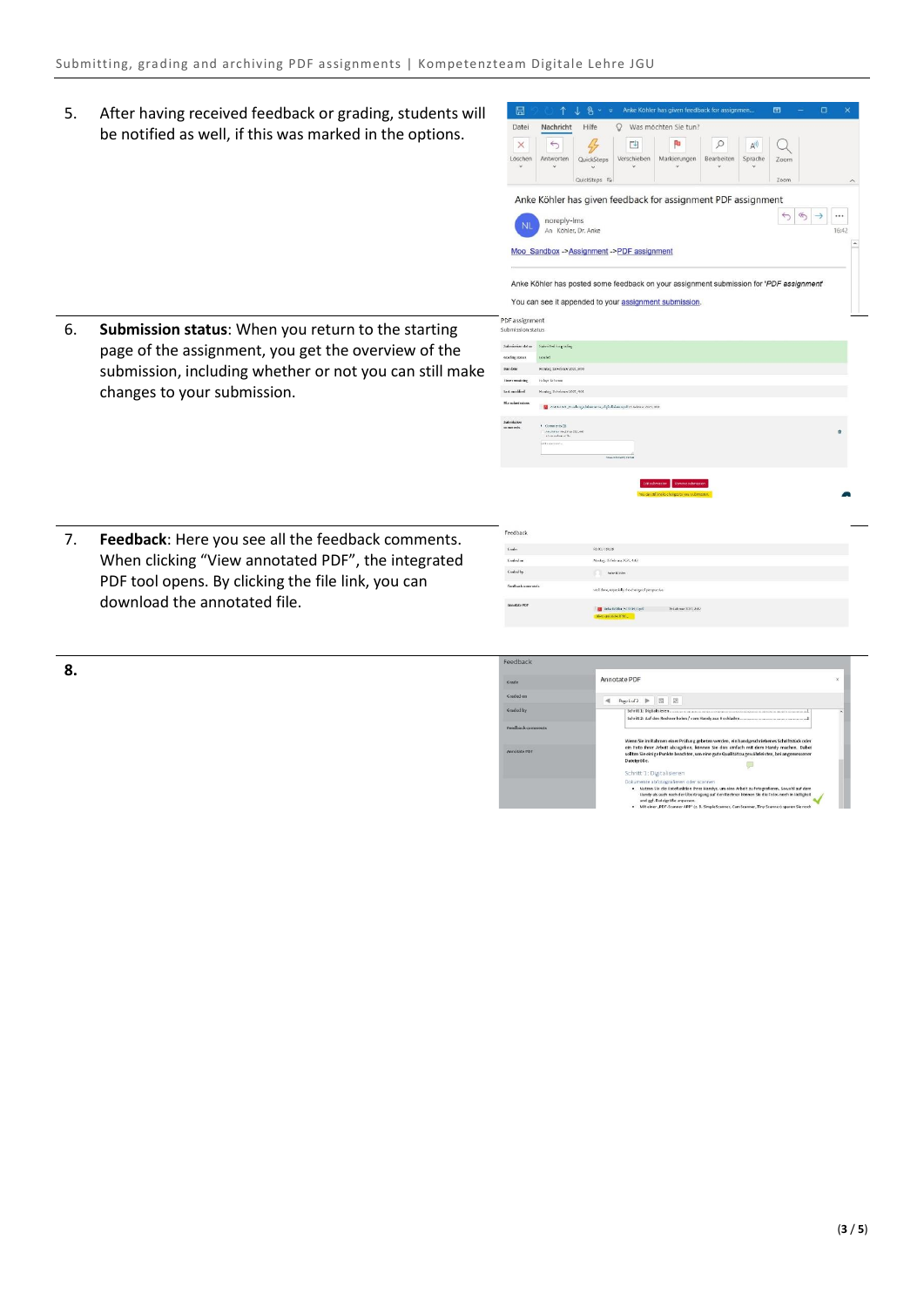5. After having received feedback or grading, students will be notified as well, if this was marked in the options.

6. **Submission status**: When you return to the starting page of the assignment, you get the overview of the submission, including whether or not you can still make changes to your submission.

7. **Feedback**: Here you see all the feedback comments. When clicking “View annotated PDF”, the integrated PDF tool opens. By clicking the file link, you can download the annotated file.

**8.**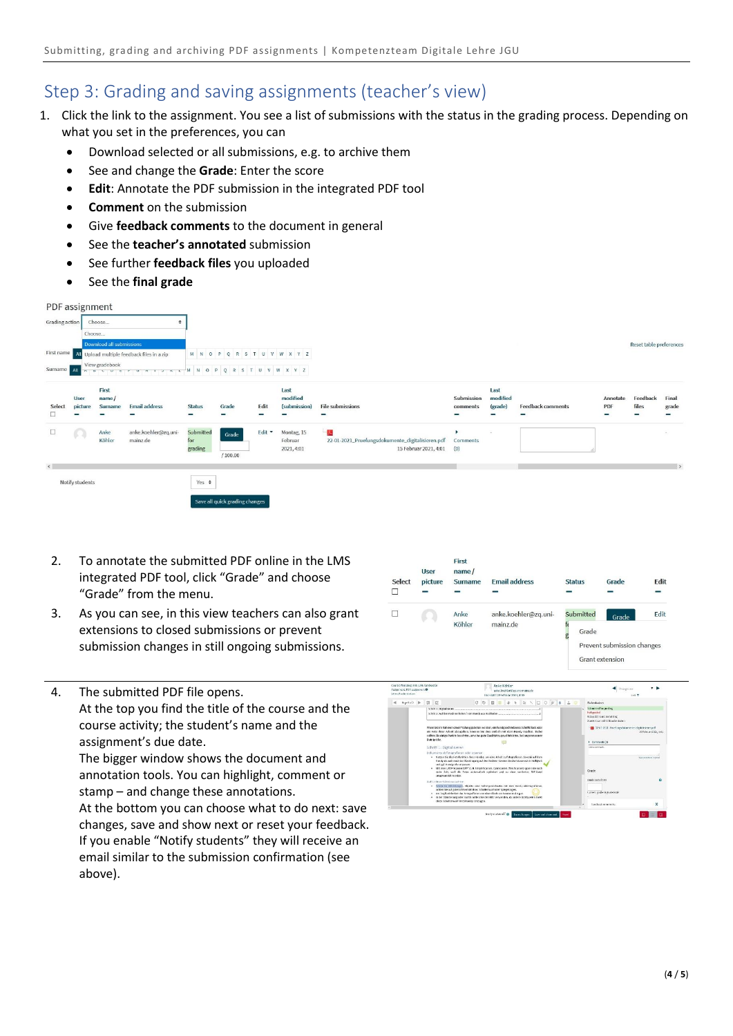## Step 3: Grading and saving assignments (teacher's view)

1. Click the link to the assignment. You see a list of submissions with the status in the grading process. Depending on what you set in the preferences, you can
   - Download selected or all submissions, e.g. to archive them
   - See and change the **Grade**: Enter the score
   - **Edit**: Annotate the PDF submission in the integrated PDF tool
   - **Comment** on the submission
   - Give **feedback comments** to the document in general
   - See the **teacher's annotated** submission
   - See further **feedback files** you uploaded
   - See the **final grade**

2. To annotate the submitted PDF online in the LMS integrated PDF tool, click "Grade" and choose "Grade" from the menu.
3. As you can see, in this view teachers can also grant extensions to closed submissions or prevent submission changes in still ongoing submissions.

4. The submitted PDF file opens.
   At the top you find the title of the course and the course activity; the student's name and the assignment's due date.
   The bigger window shows the document and annotation tools. You can highlight, comment or stamp – and change these annotations.
   At the bottom you can choose what to do next: save changes, save and show next or reset your feedback.
   If you enable "Notify students" they will receive an email similar to the submission confirmation (see above).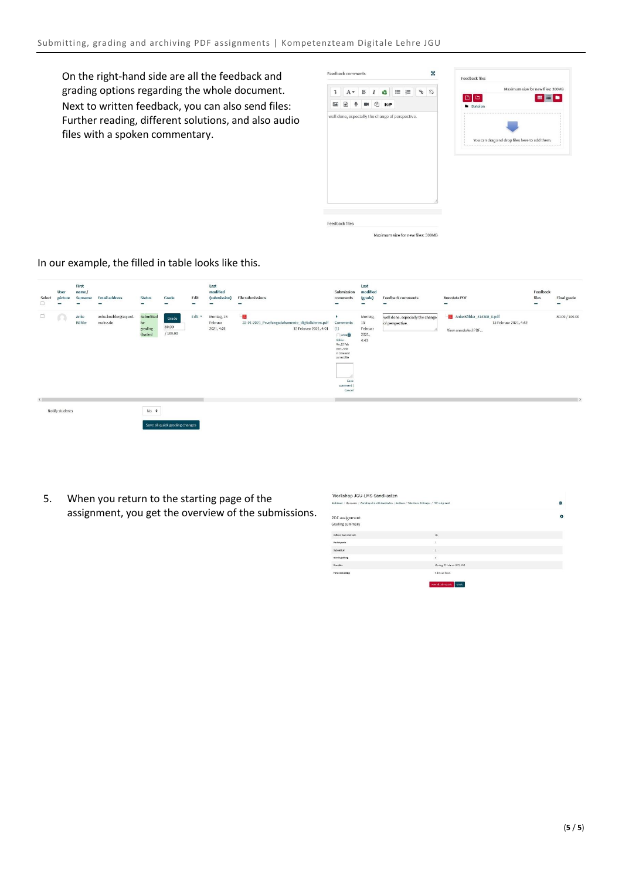On the right-hand side are all the feedback and grading options regarding the whole document. Next to written feedback, you can also send files: Further reading, different solutions, and also audio files with a spoken commentary.

In our example, the filled in table looks like this.

5. When you return to the starting page of the assignment, you get the overview of the submissions.